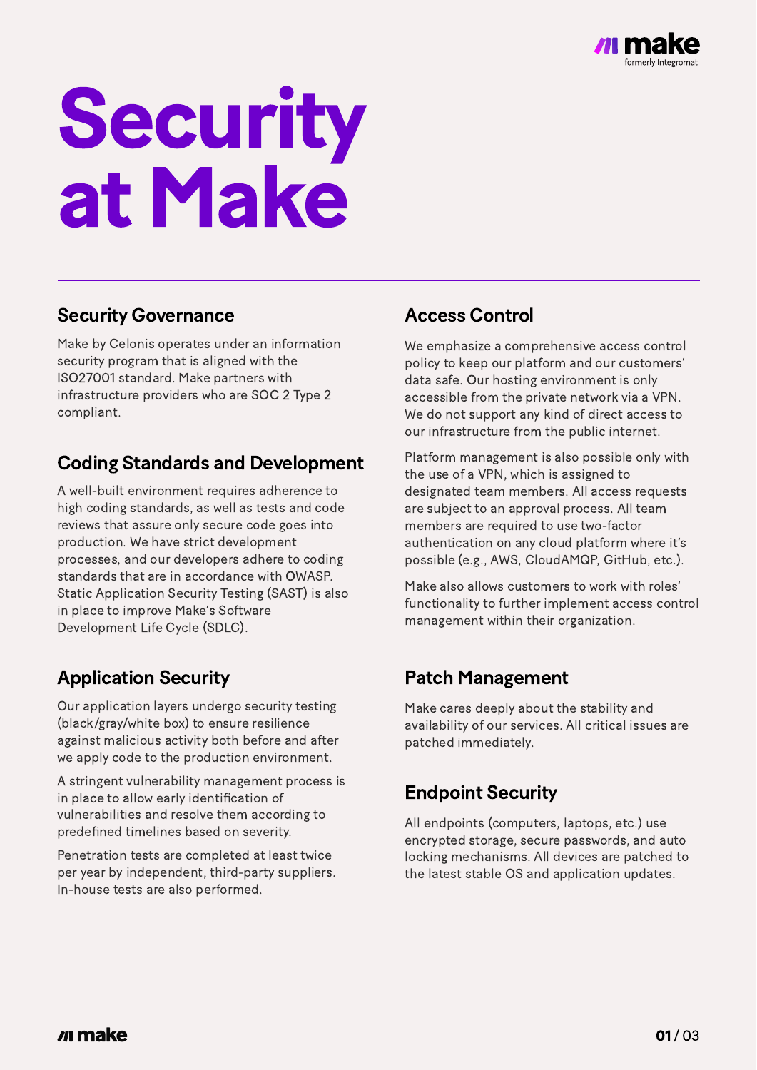# Security at Make

## Security Governance

Make by Celonis operates under an information security program that is aligned with the ISO27001 standard. Make partners with infrastructure providers who are SOC 2 Type 2 compliant.

## Coding Standards and Development

A well-built environment requires adherence to high coding standards, as well as tests and code reviews that assure only secure code goes into production. We have strict development processes, and our developers adhere to coding standards that are in accordance with OWASP. Static Application Security Testing (SAST) is also in place to improve Make's Software Development Life Cycle (SDLC).

## Application Security

Our application layers undergo security testing (black/gray/white box) to ensure resilience against malicious activity both before and after we apply code to the production environment.

A stringent vulnerability management process is in place to allow early identification of vulnerabilities and resolve them according to predefined timelines based on severity.

Penetration tests are completed at least twice per year by independent, third-party suppliers. In-house tests are also performed.

## Access Control

We emphasize a comprehensive access control policy to keep our platform and our customers' data safe. Our hosting environment is only accessible from the private network via a VPN. We do not support any kind of direct access to our infrastructure from the public internet.

Platform management is also possible only with the use of a VPN, which is assigned to designated team members. All access requests are subject to an approval process. All team members are required to use two-factor authentication on any cloud platform where it's possible (e.g., AWS, CloudAMQP, GitHub, etc.).

Make also allows customers to work with roles' functionality to further implement access control management within their organization.

## Patch Management

Make cares deeply about the stability and availability of our services. All critical issues are patched immediately.

## Endpoint Security

All endpoints (computers, laptops, etc.) use encrypted storage, secure passwords, and auto locking mechanisms. All devices are patched to the latest stable OS and application updates.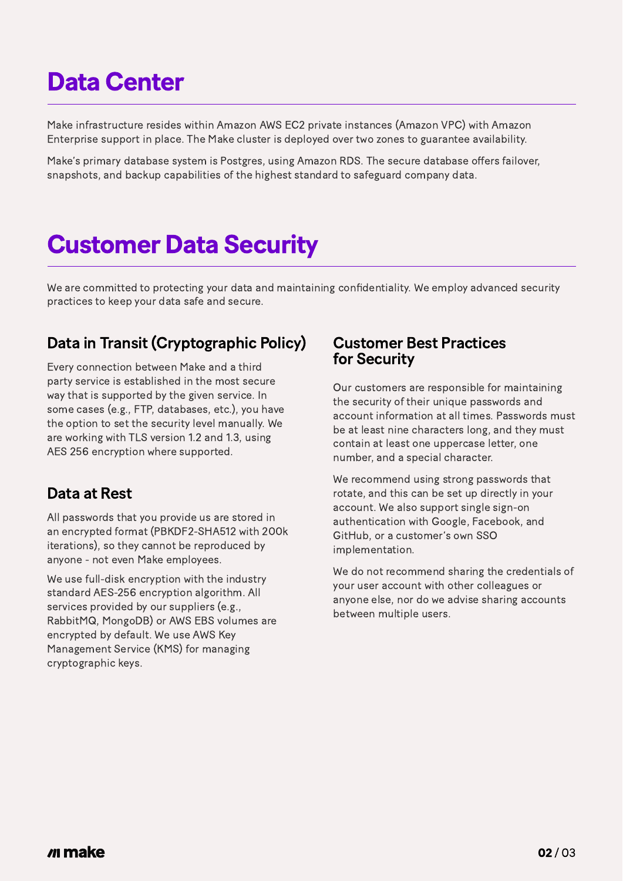# Data Center

Make infrastructure resides within Amazon AWS EC2 private instances (Amazon VPC) with Amazon Enterprise support in place. The Make cluster is deployed over two zones to guarantee availability.

Make's primary database system is Postgres, using Amazon RDS. The secure database offers failover, snapshots, and backup capabilities of the highest standard to safeguard company data.

# Customer Data Security

We are committed to protecting your data and maintaining confidentiality. We employ advanced security practices to keep your data safe and secure.

## Data in Transit (Cryptographic Policy)

Every connection between Make and a third party service is established in the most secure way that is supported by the given service. In some cases (e.g., FTP, databases, etc.), you have the option to set the security level manually. We are working with TLS version 1.2 and 1.3, using AES 256 encryption where supported.

## Data at Rest

All passwords that you provide us are stored in an encrypted format (PBKDF2-SHA512 with 200k iterations), so they cannot be reproduced by anyone - not even Make employees.

We use full-disk encryption with the industry standard AES-256 encryption algorithm. All services provided by our suppliers (e.g., RabbitMQ, MongoDB) or AWS EBS volumes are encrypted by default. We use AWS Key Management Service (KMS) for managing cryptographic keys.

## Customer Best Practices for Security

Our customers are responsible for maintaining the security of their unique passwords and account information at all times. Passwords must be at least nine characters long, and they must contain at least one uppercase letter, one number, and a special character.

We recommend using strong passwords that rotate, and this can be set up directly in your account. We also support single sign-on authentication with Google, Facebook, and GitHub, or a customer's own SSO implementation.

We do not recommend sharing the credentials of your user account with other colleagues or anyone else, nor do we advise sharing accounts between multiple users.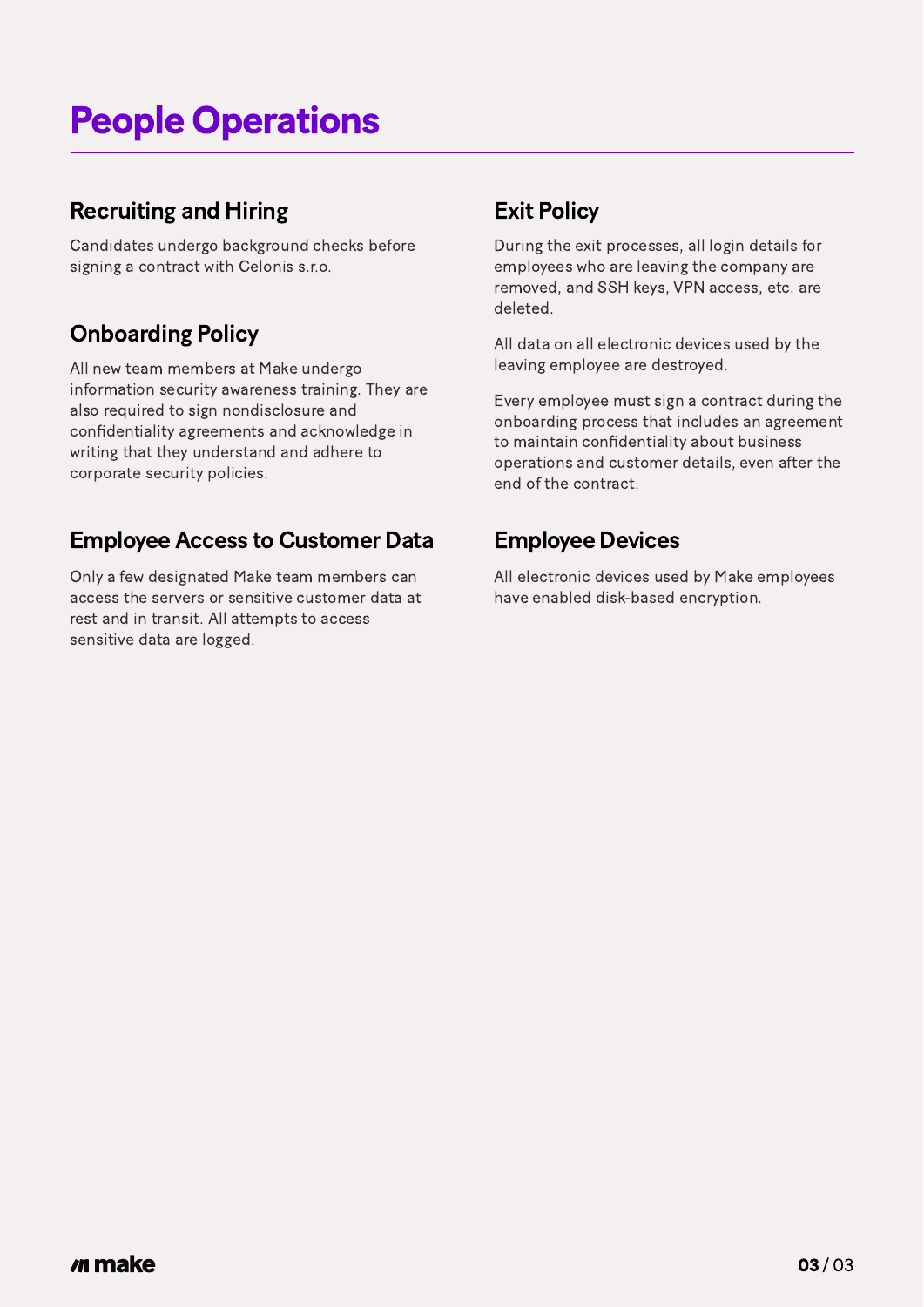# People Operations

## Recruiting and Hiring

Candidates undergo background checks before signing a contract with Celonis s.r.o.

## Onboarding Policy

All new team members at Make undergo information security awareness training. They are also required to sign nondisclosure and confidentiality agreements and acknowledge in writing that they understand and adhere to corporate security policies.

## Employee Access to Customer Data

Only a few designated Make team members can access the servers or sensitive customer data at rest and in transit. All attempts to access sensitive data are logged.

## Exit Policy

During the exit processes, all login details for employees who are leaving the company are removed, and SSH keys, VPN access, etc. are deleted.

All data on all electronic devices used by the leaving employee are destroyed.

Every employee must sign a contract during the onboarding process that includes an agreement to maintain confidentiality about business operations and customer details, even after the end of the contract.

## Employee Devices

All electronic devices used by Make employees have enabled disk-based encryption.